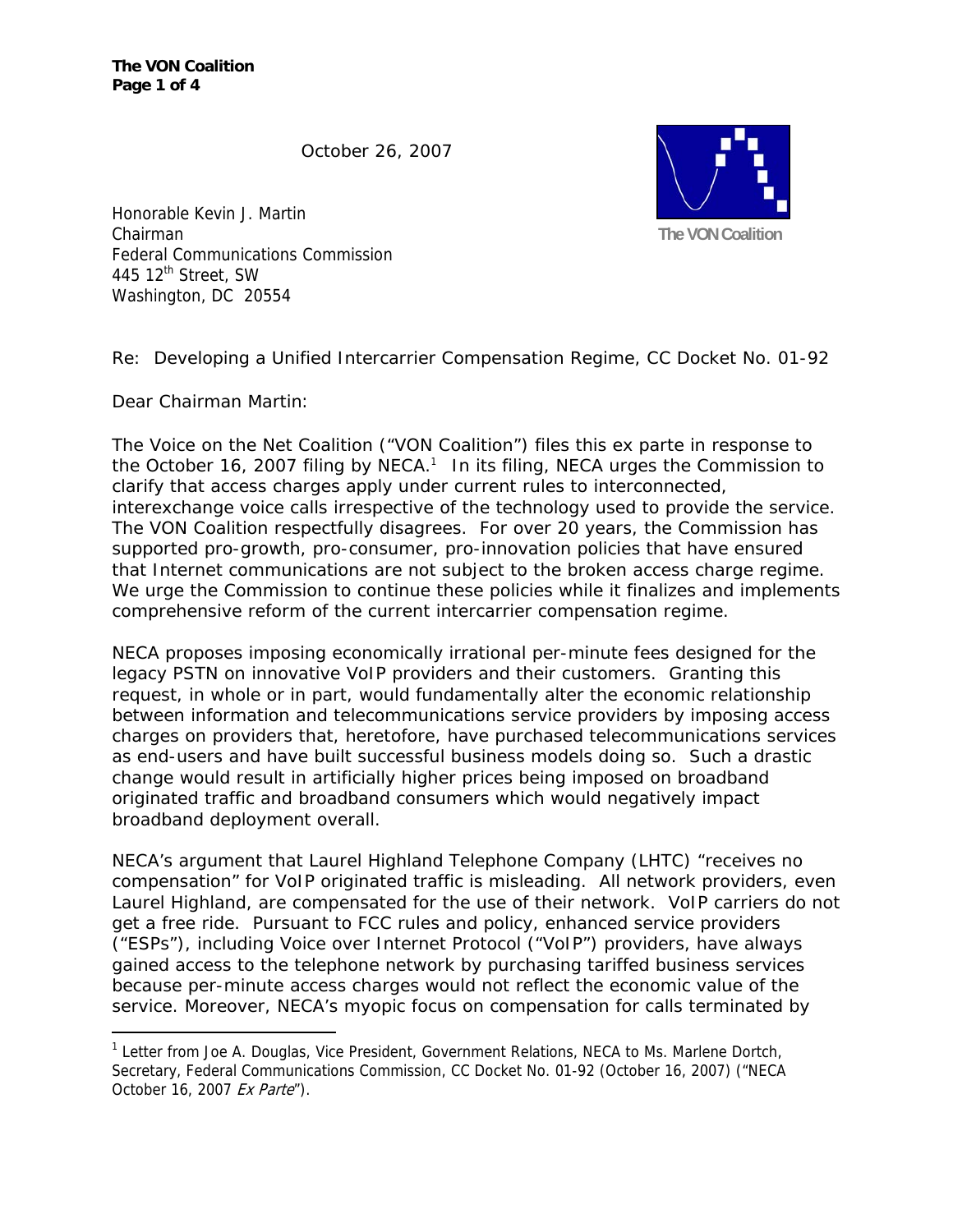October 26, 2007

The VON Coalition

Honorable Kevin J. Martin
Chairman
Federal Communications Commission
445 12th Street, SW
Washington, DC 20554

Re: Developing a Unified Intercarrier Compensation Regime, CC Docket No. 01-92

Dear Chairman Martin:

The Voice on the Net Coalition ("VON Coalition") files this ex parte in response to the October 16, 2007 filing by NECA.[1] In its filing, NECA urges the Commission to clarify that access charges apply under current rules to interconnected, interexchange voice calls irrespective of the technology used to provide the service. The VON Coalition respectfully disagrees. For over 20 years, the Commission has supported pro-growth, pro-consumer, pro-innovation policies that have ensured that Internet communications are not subject to the broken access charge regime. We urge the Commission to continue these policies while it finalizes and implements comprehensive reform of the current intercarrier compensation regime.

NECA proposes imposing economically irrational per-minute fees designed for the legacy PSTN on innovative VoIP providers and their customers. Granting this request, in whole or in part, would fundamentally alter the economic relationship between information and telecommunications service providers by imposing access charges on providers that, heretofore, have purchased telecommunications services as end-users and have built successful business models doing so. Such a drastic change would result in artificially higher prices being imposed on broadband originated traffic and broadband consumers which would negatively impact broadband deployment overall.

NECA's argument that Laurel Highland Telephone Company (LHTC) "receives no compensation" for VoIP originated traffic is misleading. All network providers, even Laurel Highland, are compensated for the use of their network. VoIP carriers do not get a free ride. Pursuant to FCC rules and policy, enhanced service providers ("ESPs"), including Voice over Internet Protocol ("VoIP") providers, have always gained access to the telephone network by purchasing tariffed business services because per-minute access charges would not reflect the economic value of the service. Moreover, NECA's myopic focus on compensation for calls terminated by

[1] Letter from Joe A. Douglas, Vice President, Government Relations, NECA to Ms. Marlene Dortch, Secretary, Federal Communications Commission, CC Docket No. 01-92 (October 16, 2007) ("NECA October 16, 2007 *Ex Parte*").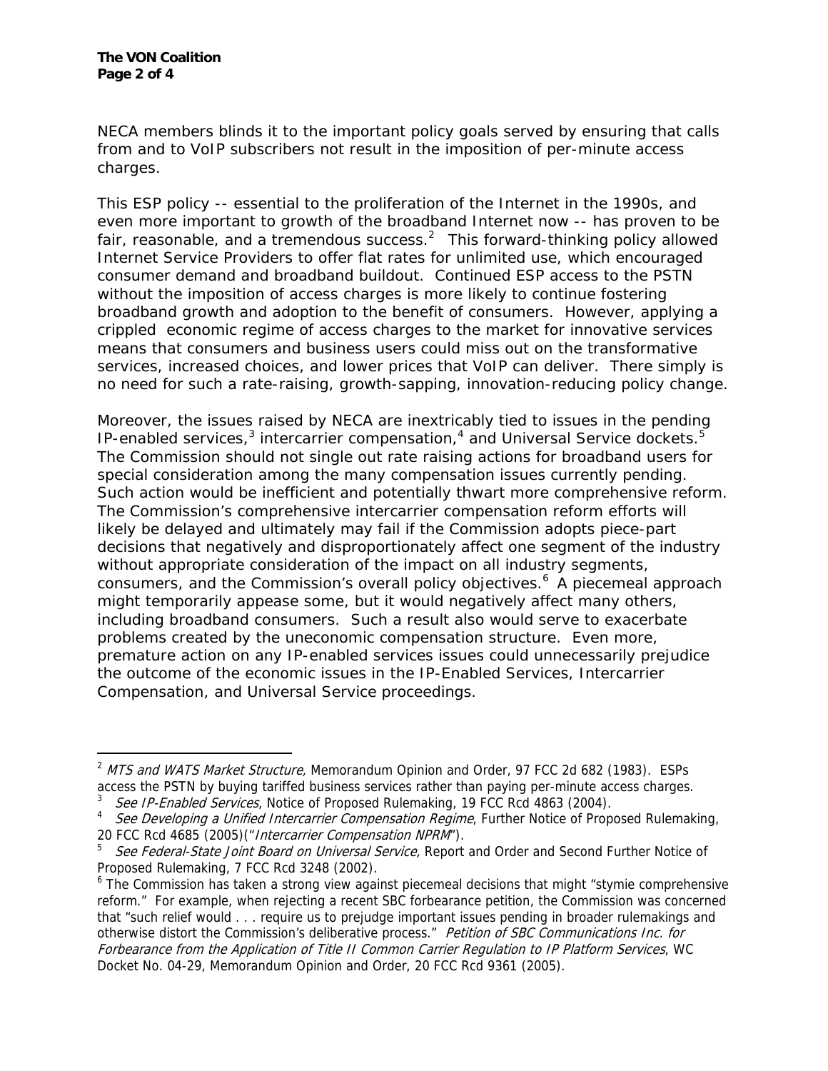NECA members blinds it to the important policy goals served by ensuring that calls from and to VoIP subscribers not result in the imposition of per-minute access charges.

This ESP policy -- essential to the proliferation of the Internet in the 1990s, and even more important to growth of the broadband Internet now -- has proven to be fair, reasonable, and a tremendous success.[2] This forward-thinking policy allowed Internet Service Providers to offer flat rates for unlimited use, which encouraged consumer demand and broadband buildout. Continued ESP access to the PSTN without the imposition of access charges is more likely to continue fostering broadband growth and adoption to the benefit of consumers. However, applying a crippled economic regime of access charges to the market for innovative services means that consumers and business users could miss out on the transformative services, increased choices, and lower prices that VoIP can deliver. There simply is no need for such a rate-raising, growth-sapping, innovation-reducing policy change.

Moreover, the issues raised by NECA are inextricably tied to issues in the pending IP-enabled services,[3] intercarrier compensation,[4] and Universal Service dockets.[5] The Commission should not single out rate raising actions for broadband users for special consideration among the many compensation issues currently pending. Such action would be inefficient and potentially thwart more comprehensive reform. The Commission's comprehensive intercarrier compensation reform efforts will likely be delayed and ultimately may fail if the Commission adopts piece-part decisions that negatively and disproportionately affect one segment of the industry without appropriate consideration of the impact on all industry segments, consumers, and the Commission's overall policy objectives.[6] A piecemeal approach might temporarily appease some, but it would negatively affect many others, including broadband consumers. Such a result also would serve to exacerbate problems created by the uneconomic compensation structure. Even more, premature action on any IP-enabled services issues could unnecessarily prejudice the outcome of the economic issues in the IP-Enabled Services, Intercarrier Compensation, and Universal Service proceedings.

---

[2] *MTS and WATS Market Structure,* Memorandum Opinion and Order, 97 FCC 2d 682 (1983). ESPs access the PSTN by buying tariffed business services rather than paying per-minute access charges.

[3] *See IP-Enabled Services*, Notice of Proposed Rulemaking, 19 FCC Rcd 4863 (2004).

[4] *See Developing a Unified Intercarrier Compensation Regime*, Further Notice of Proposed Rulemaking, 20 FCC Rcd 4685 (2005)("*Intercarrier Compensation NPRM*").

[5] *See Federal-State Joint Board on Universal Service,* Report and Order and Second Further Notice of Proposed Rulemaking, 7 FCC Rcd 3248 (2002).

[6] The Commission has taken a strong view against piecemeal decisions that might "stymie comprehensive reform." For example, when rejecting a recent SBC forbearance petition, the Commission was concerned that "such relief would . . . require us to prejudge important issues pending in broader rulemakings and otherwise distort the Commission's deliberative process." *Petition of SBC Communications Inc. for Forbearance from the Application of Title II Common Carrier Regulation to IP Platform Services*, WC Docket No. 04-29, Memorandum Opinion and Order, 20 FCC Rcd 9361 (2005).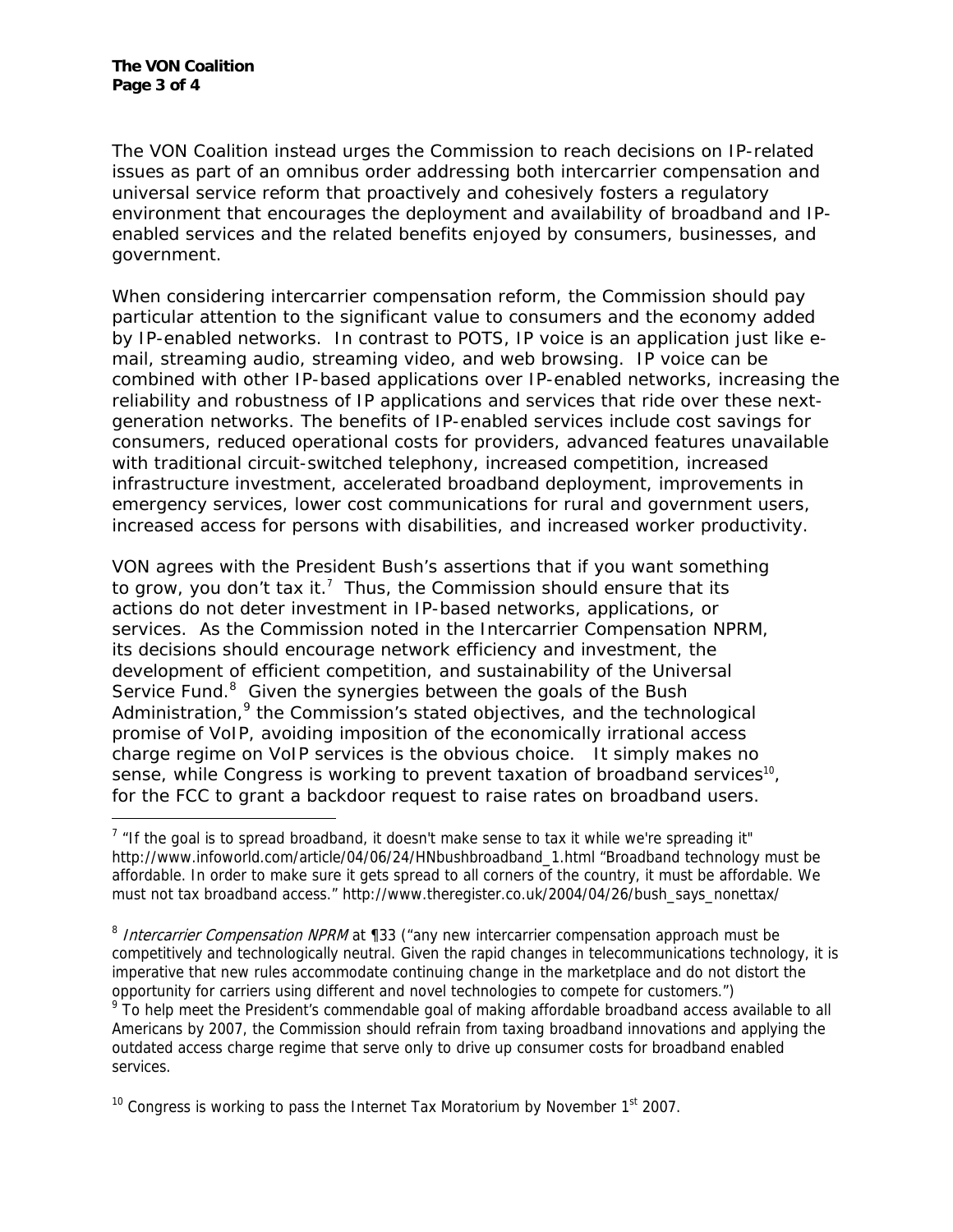The VON Coalition instead urges the Commission to reach decisions on IP-related issues as part of an omnibus order addressing both intercarrier compensation and universal service reform that proactively and cohesively fosters a regulatory environment that encourages the deployment and availability of broadband and IP-enabled services and the related benefits enjoyed by consumers, businesses, and government.

When considering intercarrier compensation reform, the Commission should pay particular attention to the significant value to consumers and the economy added by IP-enabled networks. In contrast to POTS, IP voice is an application just like e-mail, streaming audio, streaming video, and web browsing. IP voice can be combined with other IP-based applications over IP-enabled networks, increasing the reliability and robustness of IP applications and services that ride over these next-generation networks. The benefits of IP-enabled services include cost savings for consumers, reduced operational costs for providers, advanced features unavailable with traditional circuit-switched telephony, increased competition, increased infrastructure investment, accelerated broadband deployment, improvements in emergency services, lower cost communications for rural and government users, increased access for persons with disabilities, and increased worker productivity.

VON agrees with the President Bush's assertions that if you want something to grow, you don't tax it.[7] Thus, the Commission should ensure that its actions do not deter investment in IP-based networks, applications, or services. As the Commission noted in the Intercarrier Compensation NPRM, its decisions should encourage network efficiency and investment, the development of efficient competition, and sustainability of the Universal Service Fund.[8] Given the synergies between the goals of the Bush Administration,[9] the Commission's stated objectives, and the technological promise of VoIP, avoiding imposition of the economically irrational access charge regime on VoIP services is the obvious choice. It simply makes no sense, while Congress is working to prevent taxation of broadband services[10], for the FCC to grant a backdoor request to raise rates on broadband users.

---

[7] "If the goal is to spread broadband, it doesn't make sense to tax it while we're spreading it" http://www.infoworld.com/article/04/06/24/HNbushbroadband_1.html "Broadband technology must be affordable. In order to make sure it gets spread to all corners of the country, it must be affordable. We must not tax broadband access." http://www.theregister.co.uk/2004/04/26/bush_says_nonettax/

[8] *Intercarrier Compensation NPRM* at ¶33 ("any new intercarrier compensation approach must be competitively and technologically neutral. Given the rapid changes in telecommunications technology, it is imperative that new rules accommodate continuing change in the marketplace and do not distort the opportunity for carriers using different and novel technologies to compete for customers.")

[9] To help meet the President's commendable goal of making affordable broadband access available to all Americans by 2007, the Commission should refrain from taxing broadband innovations and applying the outdated access charge regime that serve only to drive up consumer costs for broadband enabled services.

[10] Congress is working to pass the Internet Tax Moratorium by November 1st 2007.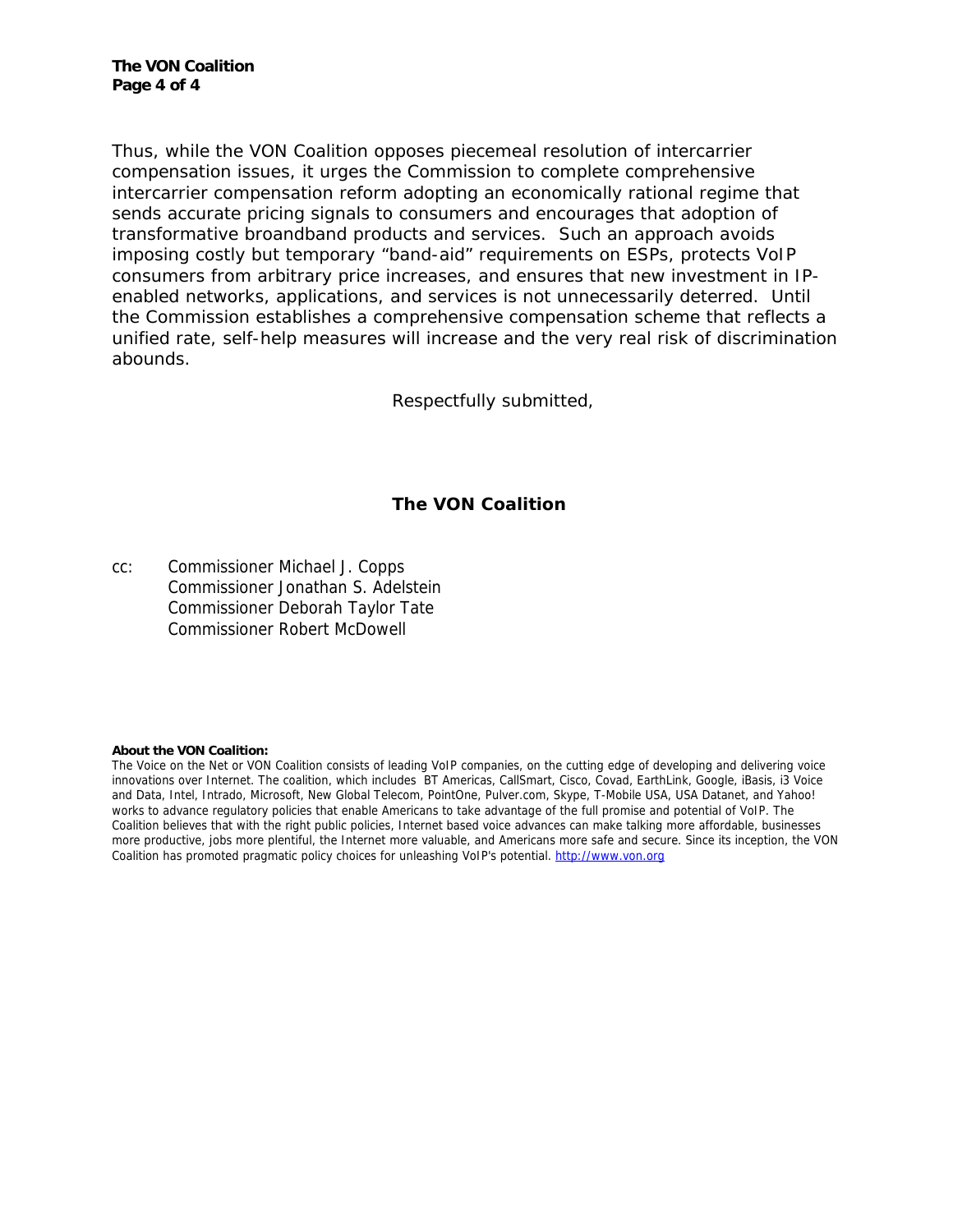Thus, while the VON Coalition opposes piecemeal resolution of intercarrier compensation issues, it urges the Commission to complete comprehensive intercarrier compensation reform adopting an economically rational regime that sends accurate pricing signals to consumers and encourages that adoption of transformative broandband products and services. Such an approach avoids imposing costly but temporary "band-aid" requirements on ESPs, protects VoIP consumers from arbitrary price increases, and ensures that new investment in IP-enabled networks, applications, and services is not unnecessarily deterred. Until the Commission establishes a comprehensive compensation scheme that reflects a unified rate, self-help measures will increase and the very real risk of discrimination abounds.

Respectfully submitted,

**The VON Coalition**

cc: Commissioner Michael J. Copps
Commissioner Jonathan S. Adelstein
Commissioner Deborah Taylor Tate
Commissioner Robert McDowell

**About the VON Coalition:**
The Voice on the Net or VON Coalition consists of leading VoIP companies, on the cutting edge of developing and delivering voice innovations over Internet. The coalition, which includes BT Americas, CallSmart, Cisco, Covad, EarthLink, Google, iBasis, i3 Voice and Data, Intel, Intrado, Microsoft, New Global Telecom, PointOne, Pulver.com, Skype, T-Mobile USA, USA Datanet, and Yahoo! works to advance regulatory policies that enable Americans to take advantage of the full promise and potential of VoIP. The Coalition believes that with the right public policies, Internet based voice advances can make talking more affordable, businesses more productive, jobs more plentiful, the Internet more valuable, and Americans more safe and secure. Since its inception, the VON Coalition has promoted pragmatic policy choices for unleashing VoIP's potential. http://www.von.org